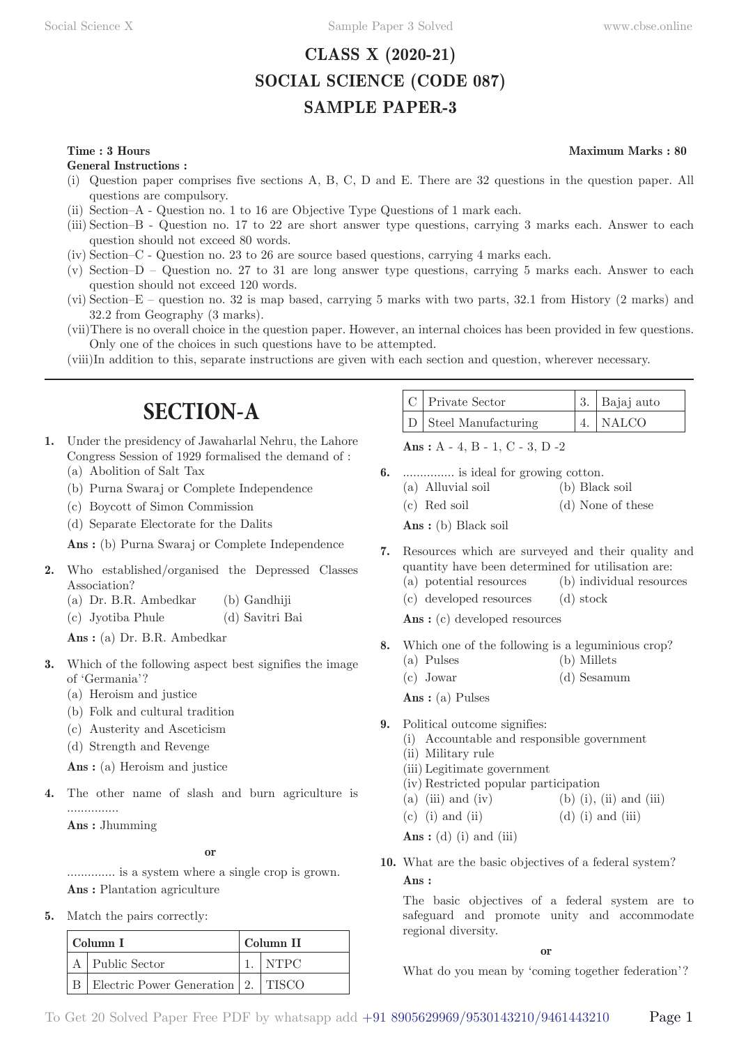# CLASS X (2020-21)
# SOCIAL SCIENCE (CODE 087)
# SAMPLE PAPER-3

**Time : 3 Hours** **Maximum Marks : 80**

**General Instructions :**

(i) Question paper comprises five sections A, B, C, D and E. There are 32 questions in the question paper. All questions are compulsory.
(ii) Section–A - Question no. 1 to 16 are Objective Type Questions of 1 mark each.
(iii) Section–B - Question no. 17 to 22 are short answer type questions, carrying 3 marks each. Answer to each question should not exceed 80 words.
(iv) Section–C - Question no. 23 to 26 are source based questions, carrying 4 marks each.
(v) Section–D – Question no. 27 to 31 are long answer type questions, carrying 5 marks each. Answer to each question should not exceed 120 words.
(vi) Section–E – question no. 32 is map based, carrying 5 marks with two parts, 32.1 from History (2 marks) and 32.2 from Geography (3 marks).
(vii) There is no overall choice in the question paper. However, an internal choices has been provided in few questions. Only one of the choices in such questions have to be attempted.
(viii) In addition to this, separate instructions are given with each section and question, wherever necessary.

## SECTION-A

**1.** Under the presidency of Jawaharlal Nehru, the Lahore Congress Session of 1929 formalised the demand of :
(a) Abolition of Salt Tax
(b) Purna Swaraj or Complete Independence
(c) Boycott of Simon Commission
(d) Separate Electorate for the Dalits

**Ans :** (b) Purna Swaraj or Complete Independence

**2.** Who established/organised the Depressed Classes Association?
(a) Dr. B.R. Ambedkar
(b) Gandhiji
(c) Jyotiba Phule
(d) Savitri Bai

**Ans :** (a) Dr. B.R. Ambedkar

**3.** Which of the following aspect best signifies the image of 'Germania'?
(a) Heroism and justice
(b) Folk and cultural tradition
(c) Austerity and Asceticism
(d) Strength and Revenge

**Ans :** (a) Heroism and justice

**4.** The other name of slash and burn agriculture is ...............

**Ans :** Jhumming

**or**

.............. is a system where a single crop is grown.

**Ans :** Plantation agriculture

**5.** Match the pairs correctly:

| | Column I | | Column II |
|---|---|---|---|
| A | Public Sector | 1. | NTPC |
| B | Electric Power Generation | 2. | TISCO |
| C | Private Sector | 3. | Bajaj auto |
| D | Steel Manufacturing | 4. | NALCO |

**Ans :** A - 4, B - 1, C - 3, D -2

**6.** ............... is ideal for growing cotton.
(a) Alluvial soil
(b) Black soil
(c) Red soil
(d) None of these

**Ans :** (b) Black soil

**7.** Resources which are surveyed and their quality and quantity have been determined for utilisation are:
(a) potential resources
(b) individual resources
(c) developed resources
(d) stock

**Ans :** (c) developed resources

**8.** Which one of the following is a leguminious crop?
(a) Pulses
(b) Millets
(c) Jowar
(d) Sesamum

**Ans :** (a) Pulses

**9.** Political outcome signifies:
(i) Accountable and responsible government
(ii) Military rule
(iii) Legitimate government
(iv) Restricted popular participation
(a) (iii) and (iv)
(b) (i), (ii) and (iii)
(c) (i) and (ii)
(d) (i) and (iii)

**Ans :** (d) (i) and (iii)

**10.** What are the basic objectives of a federal system?

**Ans :**

The basic objectives of a federal system are to safeguard and promote unity and accommodate regional diversity.

**or**

What do you mean by 'coming together federation'?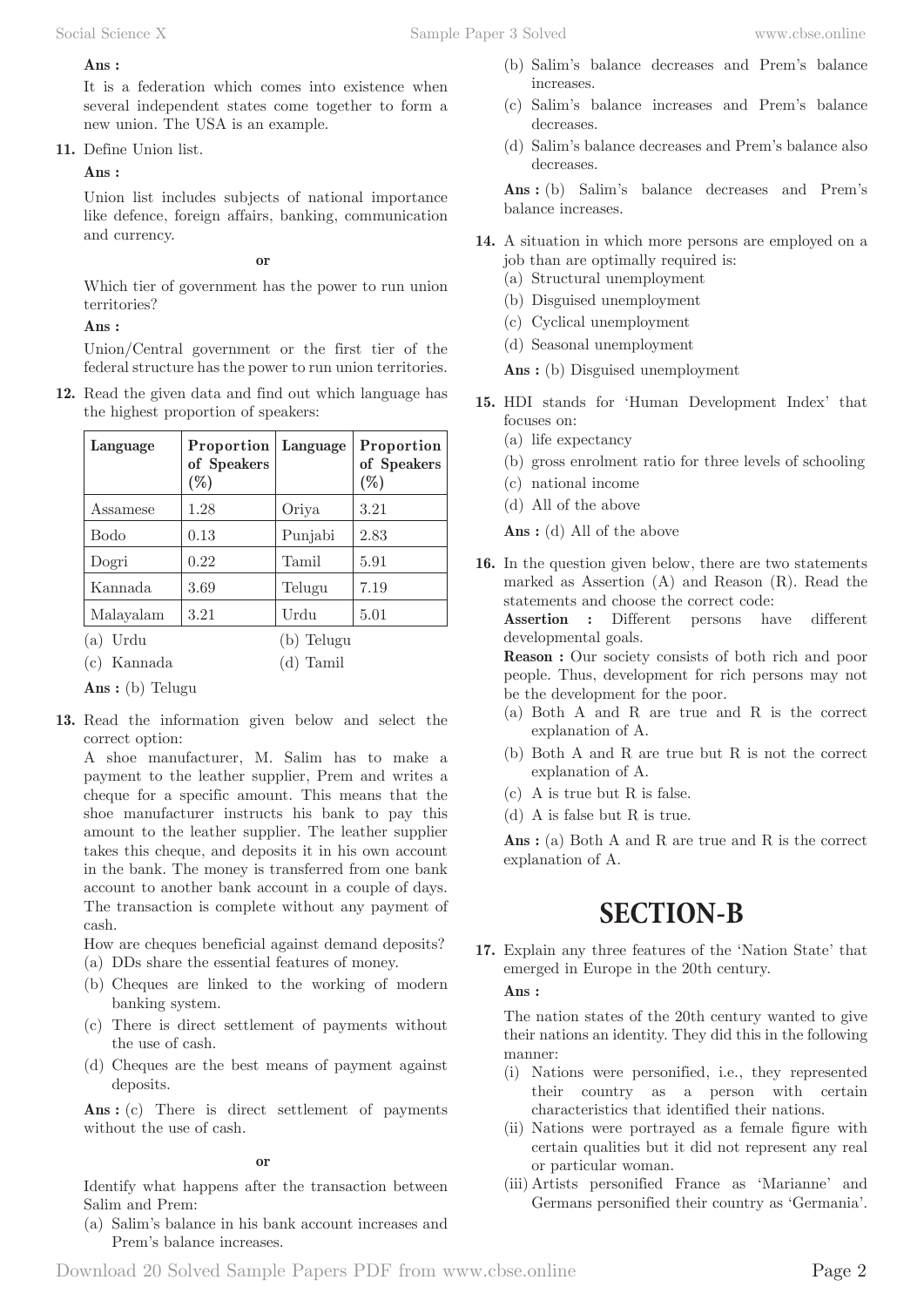**Ans :**

It is a federation which comes into existence when several independent states come together to form a new union. The USA is an example.

**11.** Define Union list.

**Ans :**

Union list includes subjects of national importance like defence, foreign affairs, banking, communication and currency.

**or**

Which tier of government has the power to run union territories?

**Ans :**

Union/Central government or the first tier of the federal structure has the power to run union territories.

**12.** Read the given data and find out which language has the highest proportion of speakers:

| Language | Proportion of Speakers (%) | Language | Proportion of Speakers (%) |
|---|---|---|---|
| Assamese | 1.28 | Oriya | 3.21 |
| Bodo | 0.13 | Punjabi | 2.83 |
| Dogri | 0.22 | Tamil | 5.91 |
| Kannada | 3.69 | Telugu | 7.19 |
| Malayalam | 3.21 | Urdu | 5.01 |

(a) Urdu
(b) Telugu
(c) Kannada
(d) Tamil

**Ans :** (b) Telugu

**13.** Read the information given below and select the correct option:

A shoe manufacturer, M. Salim has to make a payment to the leather supplier, Prem and writes a cheque for a specific amount. This means that the shoe manufacturer instructs his bank to pay this amount to the leather supplier. The leather supplier takes this cheque, and deposits it in his own account in the bank. The money is transferred from one bank account to another bank account in a couple of days. The transaction is complete without any payment of cash.

How are cheques beneficial against demand deposits?

(a) DDs share the essential features of money.
(b) Cheques are linked to the working of modern banking system.
(c) There is direct settlement of payments without the use of cash.
(d) Cheques are the best means of payment against deposits.

**Ans :** (c) There is direct settlement of payments without the use of cash.

**or**

Identify what happens after the transaction between Salim and Prem:

(a) Salim's balance in his bank account increases and Prem's balance increases.
(b) Salim's balance decreases and Prem's balance increases.
(c) Salim's balance increases and Prem's balance decreases.
(d) Salim's balance decreases and Prem's balance also decreases.

**Ans :** (b) Salim's balance decreases and Prem's balance increases.

**14.** A situation in which more persons are employed on a job than are optimally required is:

(a) Structural unemployment
(b) Disguised unemployment
(c) Cyclical unemployment
(d) Seasonal unemployment

**Ans :** (b) Disguised unemployment

**15.** HDI stands for 'Human Development Index' that focuses on:

(a) life expectancy
(b) gross enrolment ratio for three levels of schooling
(c) national income
(d) All of the above

**Ans :** (d) All of the above

**16.** In the question given below, there are two statements marked as Assertion (A) and Reason (R). Read the statements and choose the correct code:

**Assertion :** Different persons have different developmental goals.

**Reason :** Our society consists of both rich and poor people. Thus, development for rich persons may not be the development for the poor.

(a) Both A and R are true and R is the correct explanation of A.
(b) Both A and R are true but R is not the correct explanation of A.
(c) A is true but R is false.
(d) A is false but R is true.

**Ans :** (a) Both A and R are true and R is the correct explanation of A.

## SECTION-B

**17.** Explain any three features of the 'Nation State' that emerged in Europe in the 20th century.

**Ans :**

The nation states of the 20th century wanted to give their nations an identity. They did this in the following manner:

(i) Nations were personified, i.e., they represented their country as a person with certain characteristics that identified their nations.
(ii) Nations were portrayed as a female figure with certain qualities but it did not represent any real or particular woman.
(iii) Artists personified France as 'Marianne' and Germans personified their country as 'Germania'.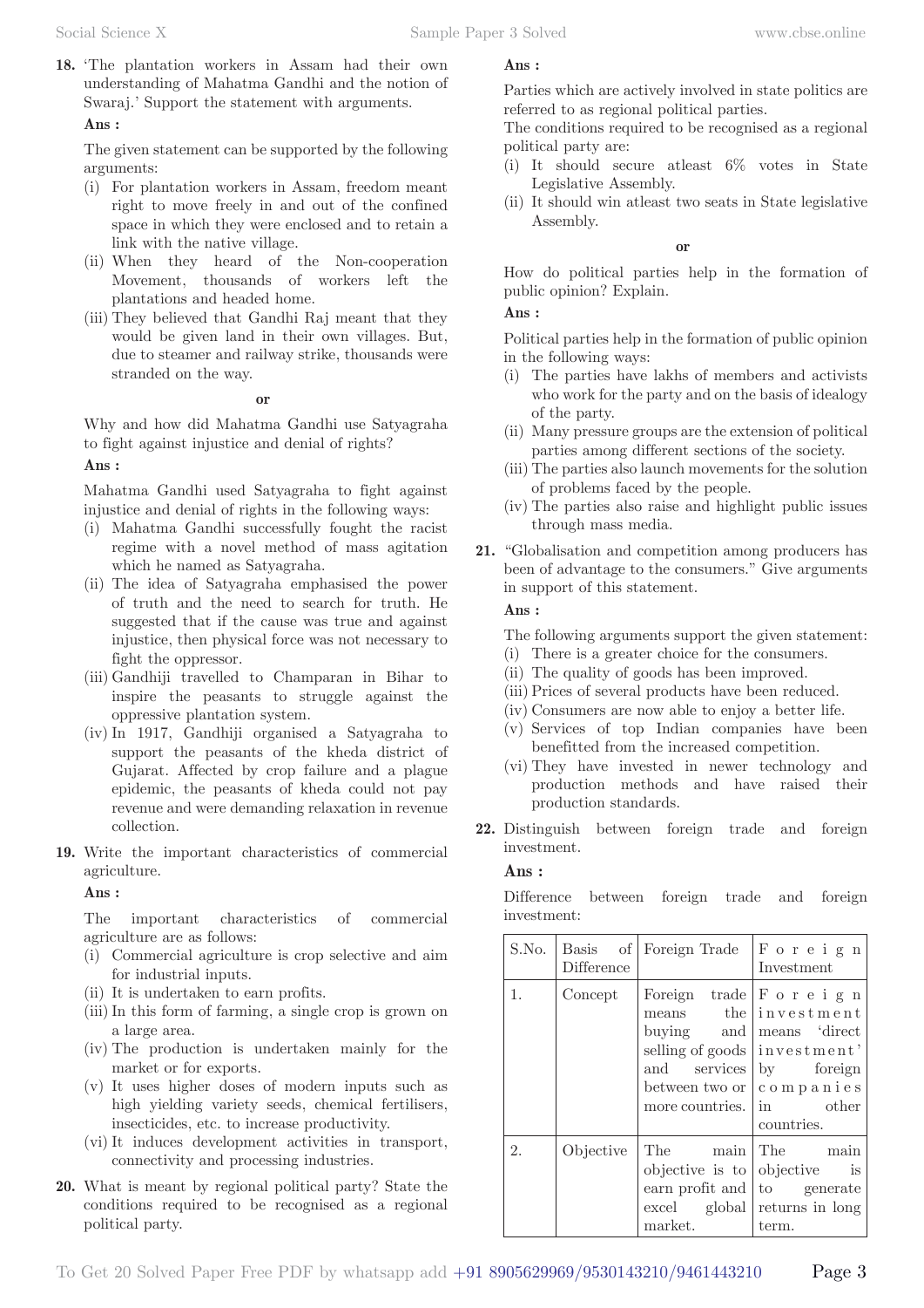**18.** 'The plantation workers in Assam had their own understanding of Mahatma Gandhi and the notion of Swaraj.' Support the statement with arguments.

**Ans :**

The given statement can be supported by the following arguments:

(i) For plantation workers in Assam, freedom meant right to move freely in and out of the confined space in which they were enclosed and to retain a link with the native village.

(ii) When they heard of the Non-cooperation Movement, thousands of workers left the plantations and headed home.

(iii) They believed that Gandhi Raj meant that they would be given land in their own villages. But, due to steamer and railway strike, thousands were stranded on the way.

**or**

Why and how did Mahatma Gandhi use Satyagraha to fight against injustice and denial of rights?

**Ans :**

Mahatma Gandhi used Satyagraha to fight against injustice and denial of rights in the following ways:

(i) Mahatma Gandhi successfully fought the racist regime with a novel method of mass agitation which he named as Satyagraha.

(ii) The idea of Satyagraha emphasised the power of truth and the need to search for truth. He suggested that if the cause was true and against injustice, then physical force was not necessary to fight the oppressor.

(iii) Gandhiji travelled to Champaran in Bihar to inspire the peasants to struggle against the oppressive plantation system.

(iv) In 1917, Gandhiji organised a Satyagraha to support the peasants of the kheda district of Gujarat. Affected by crop failure and a plague epidemic, the peasants of kheda could not pay revenue and were demanding relaxation in revenue collection.

**19.** Write the important characteristics of commercial agriculture.

**Ans :**

The important characteristics of commercial agriculture are as follows:

(i) Commercial agriculture is crop selective and aim for industrial inputs.

(ii) It is undertaken to earn profits.

(iii) In this form of farming, a single crop is grown on a large area.

(iv) The production is undertaken mainly for the market or for exports.

(v) It uses higher doses of modern inputs such as high yielding variety seeds, chemical fertilisers, insecticides, etc. to increase productivity.

(vi) It induces development activities in transport, connectivity and processing industries.

**20.** What is meant by regional political party? State the conditions required to be recognised as a regional political party.

**Ans :**

Parties which are actively involved in state politics are referred to as regional political parties.

The conditions required to be recognised as a regional political party are:

(i) It should secure atleast 6% votes in State Legislative Assembly.

(ii) It should win atleast two seats in State legislative Assembly.

**or**

How do political parties help in the formation of public opinion? Explain.

**Ans :**

Political parties help in the formation of public opinion in the following ways:

(i) The parties have lakhs of members and activists who work for the party and on the basis of idealogy of the party.

(ii) Many pressure groups are the extension of political parties among different sections of the society.

(iii) The parties also launch movements for the solution of problems faced by the people.

(iv) The parties also raise and highlight public issues through mass media.

**21.** "Globalisation and competition among producers has been of advantage to the consumers." Give arguments in support of this statement.

**Ans :**

The following arguments support the given statement:

(i) There is a greater choice for the consumers.

(ii) The quality of goods has been improved.

(iii) Prices of several products have been reduced.

(iv) Consumers are now able to enjoy a better life.

(v) Services of top Indian companies have been benefitted from the increased competition.

(vi) They have invested in newer technology and production methods and have raised their production standards.

**22.** Distinguish between foreign trade and foreign investment.

**Ans :**

Difference between foreign trade and foreign investment:

| S.No. | Basis of Difference | Foreign Trade | Foreign Investment |
|---|---|---|---|
| 1. | Concept | Foreign trade means the buying and selling of goods and services between two or more countries. | Foreign investment means 'direct investment' by foreign companies in other countries. |
| 2. | Objective | The main objective is to earn profit and excel global market. | The main objective is to generate returns in long term. |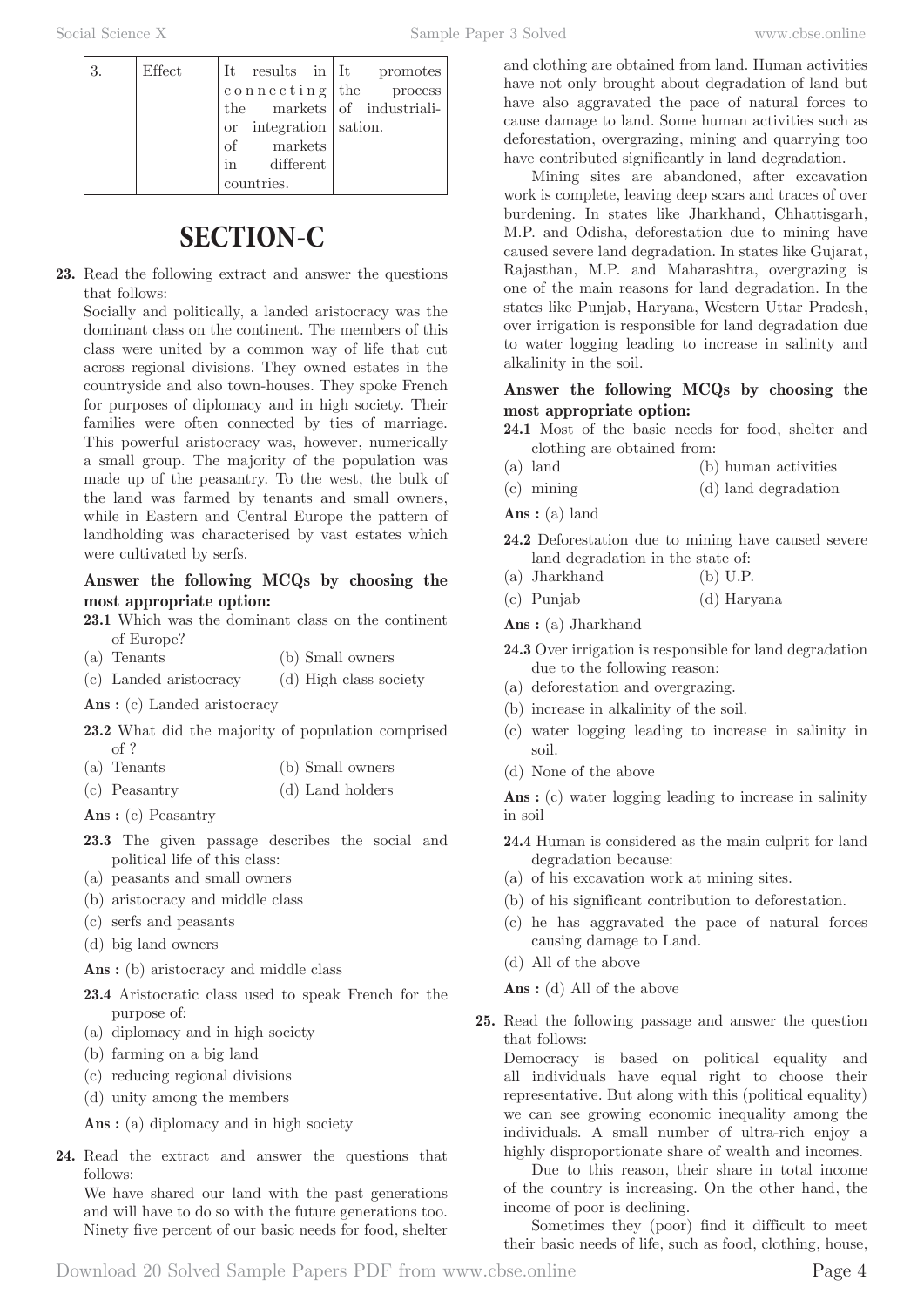| 3. | Effect | It results in connecting the markets or integration of markets in different countries. | It promotes the process of industrialisation. |
|---|---|---|---|

# SECTION-C

**23.** Read the following extract and answer the questions that follows:

Socially and politically, a landed aristocracy was the dominant class on the continent. The members of this class were united by a common way of life that cut across regional divisions. They owned estates in the countryside and also town-houses. They spoke French for purposes of diplomacy and in high society. Their families were often connected by ties of marriage. This powerful aristocracy was, however, numerically a small group. The majority of the population was made up of the peasantry. To the west, the bulk of the land was farmed by tenants and small owners, while in Eastern and Central Europe the pattern of landholding was characterised by vast estates which were cultivated by serfs.

**Answer the following MCQs by choosing the most appropriate option:**

**23.1** Which was the dominant class on the continent of Europe?

(a) Tenants
(b) Small owners
(c) Landed aristocracy
(d) High class society

**Ans :** (c) Landed aristocracy

**23.2** What did the majority of population comprised of ?

(a) Tenants
(b) Small owners
(c) Peasantry
(d) Land holders

**Ans :** (c) Peasantry

**23.3** The given passage describes the social and political life of this class:

(a) peasants and small owners
(b) aristocracy and middle class
(c) serfs and peasants
(d) big land owners

**Ans :** (b) aristocracy and middle class

**23.4** Aristocratic class used to speak French for the purpose of:

(a) diplomacy and in high society
(b) farming on a big land
(c) reducing regional divisions
(d) unity among the members

**Ans :** (a) diplomacy and in high society

**24.** Read the extract and answer the questions that follows:

We have shared our land with the past generations and will have to do so with the future generations too. Ninety five percent of our basic needs for food, shelter and clothing are obtained from land. Human activities have not only brought about degradation of land but have also aggravated the pace of natural forces to cause damage to land. Some human activities such as deforestation, overgrazing, mining and quarrying too have contributed significantly in land degradation.

Mining sites are abandoned, after excavation work is complete, leaving deep scars and traces of over burdening. In states like Jharkhand, Chhattisgarh, M.P. and Odisha, deforestation due to mining have caused severe land degradation. In states like Gujarat, Rajasthan, M.P. and Maharashtra, overgrazing is one of the main reasons for land degradation. In the states like Punjab, Haryana, Western Uttar Pradesh, over irrigation is responsible for land degradation due to water logging leading to increase in salinity and alkalinity in the soil.

**Answer the following MCQs by choosing the most appropriate option:**

**24.1** Most of the basic needs for food, shelter and clothing are obtained from:

(a) land
(b) human activities
(c) mining
(d) land degradation

**Ans :** (a) land

**24.2** Deforestation due to mining have caused severe land degradation in the state of:

(a) Jharkhand
(b) U.P.
(c) Punjab
(d) Haryana

**Ans :** (a) Jharkhand

**24.3** Over irrigation is responsible for land degradation due to the following reason:

(a) deforestation and overgrazing.
(b) increase in alkalinity of the soil.
(c) water logging leading to increase in salinity in soil.
(d) None of the above

**Ans :** (c) water logging leading to increase in salinity in soil

**24.4** Human is considered as the main culprit for land degradation because:

(a) of his excavation work at mining sites.
(b) of his significant contribution to deforestation.
(c) he has aggravated the pace of natural forces causing damage to Land.
(d) All of the above

**Ans :** (d) All of the above

**25.** Read the following passage and answer the question that follows:

Democracy is based on political equality and all individuals have equal right to choose their representative. But along with this (political equality) we can see growing economic inequality among the individuals. A small number of ultra-rich enjoy a highly disproportionate share of wealth and incomes.

Due to this reason, their share in total income of the country is increasing. On the other hand, the income of poor is declining.

Sometimes they (poor) find it difficult to meet their basic needs of life, such as food, clothing, house,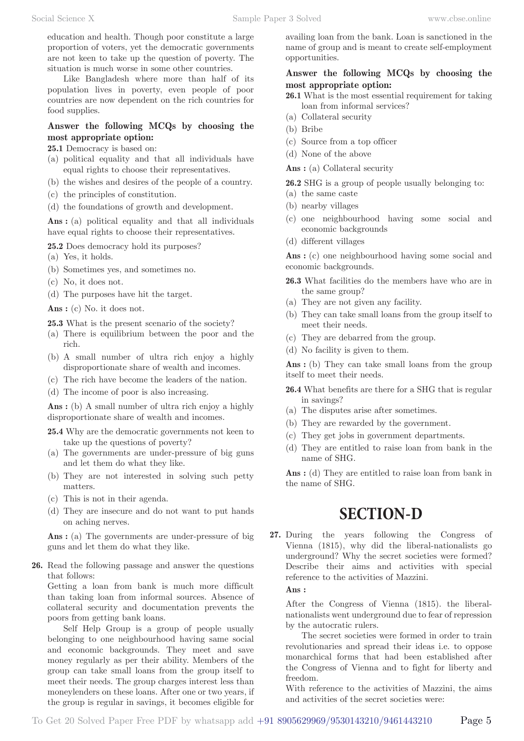education and health. Though poor constitute a large proportion of voters, yet the democratic governments are not keen to take up the question of poverty. The situation is much worse in some other countries.

Like Bangladesh where more than half of its population lives in poverty, even people of poor countries are now dependent on the rich countries for food supplies.

**Answer the following MCQs by choosing the most appropriate option:**

**25.1** Democracy is based on:

(a) political equality and that all individuals have equal rights to choose their representatives.

(b) the wishes and desires of the people of a country.

(c) the principles of constitution.

(d) the foundations of growth and development.

**Ans :** (a) political equality and that all individuals have equal rights to choose their representatives.

**25.2** Does democracy hold its purposes?

(a) Yes, it holds.

(b) Sometimes yes, and sometimes no.

(c) No, it does not.

(d) The purposes have hit the target.

**Ans :** (c) No. it does not.

**25.3** What is the present scenario of the society?

(a) There is equilibrium between the poor and the rich.

(b) A small number of ultra rich enjoy a highly disproportionate share of wealth and incomes.

(c) The rich have become the leaders of the nation.

(d) The income of poor is also increasing.

**Ans :** (b) A small number of ultra rich enjoy a highly disproportionate share of wealth and incomes.

**25.4** Why are the democratic governments not keen to take up the questions of poverty?

(a) The governments are under-pressure of big guns and let them do what they like.

(b) They are not interested in solving such petty matters.

(c) This is not in their agenda.

(d) They are insecure and do not want to put hands on aching nerves.

**Ans :** (a) The governments are under-pressure of big guns and let them do what they like.

**26.** Read the following passage and answer the questions that follows:

Getting a loan from bank is much more difficult than taking loan from informal sources. Absence of collateral security and documentation prevents the poors from getting bank loans.

Self Help Group is a group of people usually belonging to one neighbourhood having same social and economic backgrounds. They meet and save money regularly as per their ability. Members of the group can take small loans from the group itself to meet their needs. The group charges interest less than moneylenders on these loans. After one or two years, if the group is regular in savings, it becomes eligible for availing loan from the bank. Loan is sanctioned in the name of group and is meant to create self-employment opportunities.

**Answer the following MCQs by choosing the most appropriate option:**

**26.1** What is the most essential requirement for taking loan from informal services?

(a) Collateral security

(b) Bribe

(c) Source from a top officer

(d) None of the above

**Ans :** (a) Collateral security

**26.2** SHG is a group of people usually belonging to:

(a) the same caste

(b) nearby villages

(c) one neighbourhood having some social and economic backgrounds

(d) different villages

**Ans :** (c) one neighbourhood having some social and economic backgrounds.

**26.3** What facilities do the members have who are in the same group?

(a) They are not given any facility.

(b) They can take small loans from the group itself to meet their needs.

(c) They are debarred from the group.

(d) No facility is given to them.

**Ans :** (b) They can take small loans from the group itself to meet their needs.

**26.4** What benefits are there for a SHG that is regular in savings?

(a) The disputes arise after sometimes.

(b) They are rewarded by the government.

(c) They get jobs in government departments.

(d) They are entitled to raise loan from bank in the name of SHG.

**Ans :** (d) They are entitled to raise loan from bank in the name of SHG.

# SECTION-D

**27.** During the years following the Congress of Vienna (1815), why did the liberal-nationalists go underground? Why the secret societies were formed? Describe their aims and activities with special reference to the activities of Mazzini.

**Ans :**

After the Congress of Vienna (1815). the liberal-nationalists went underground due to fear of repression by the autocratic rulers.

The secret societies were formed in order to train revolutionaries and spread their ideas i.e. to oppose monarchical forms that had been established after the Congress of Vienna and to fight for liberty and freedom.

With reference to the activities of Mazzini, the aims and activities of the secret societies were: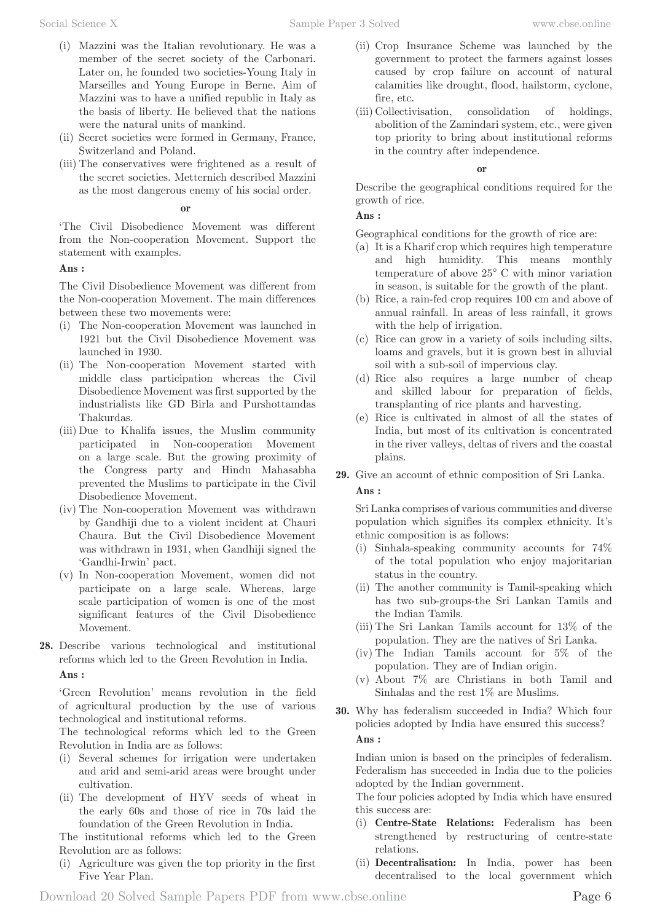(i) Mazzini was the Italian revolutionary. He was a member of the secret society of the Carbonari. Later on, he founded two societies-Young Italy in Marseilles and Young Europe in Berne. Aim of Mazzini was to have a unified republic in Italy as the basis of liberty. He believed that the nations were the natural units of mankind.

(ii) Secret societies were formed in Germany, France, Switzerland and Poland.

(iii) The conservatives were frightened as a result of the secret societies. Metternich described Mazzini as the most dangerous enemy of his social order.

**or**

'The Civil Disobedience Movement was different from the Non-cooperation Movement. Support the statement with examples.

**Ans :**

The Civil Disobedience Movement was different from the Non-cooperation Movement. The main differences between these two movements were:

(i) The Non-cooperation Movement was launched in 1921 but the Civil Disobedience Movement was launched in 1930.

(ii) The Non-cooperation Movement started with middle class participation whereas the Civil Disobedience Movement was first supported by the industrialists like GD Birla and Purshottamdas Thakurdas.

(iii) Due to Khalifa issues, the Muslim community participated in Non-cooperation Movement on a large scale. But the growing proximity of the Congress party and Hindu Mahasabha prevented the Muslims to participate in the Civil Disobedience Movement.

(iv) The Non-cooperation Movement was withdrawn by Gandhiji due to a violent incident at Chauri Chaura. But the Civil Disobedience Movement was withdrawn in 1931, when Gandhiji signed the 'Gandhi-Irwin' pact.

(v) In Non-cooperation Movement, women did not participate on a large scale. Whereas, large scale participation of women is one of the most significant features of the Civil Disobedience Movement.

**28.** Describe various technological and institutional reforms which led to the Green Revolution in India.

**Ans :**

'Green Revolution' means revolution in the field of agricultural production by the use of various technological and institutional reforms.

The technological reforms which led to the Green Revolution in India are as follows:

(i) Several schemes for irrigation were undertaken and arid and semi-arid areas were brought under cultivation.

(ii) The development of HYV seeds of wheat in the early 60s and those of rice in 70s laid the foundation of the Green Revolution in India.

The institutional reforms which led to the Green Revolution are as follows:

(i) Agriculture was given the top priority in the first Five Year Plan.

(ii) Crop Insurance Scheme was launched by the government to protect the farmers against losses caused by crop failure on account of natural calamities like drought, flood, hailstorm, cyclone, fire, etc.

(iii) Collectivisation, consolidation of holdings, abolition of the Zamindari system, etc., were given top priority to bring about institutional reforms in the country after independence.

**or**

Describe the geographical conditions required for the growth of rice.

**Ans :**

Geographical conditions for the growth of rice are:

(a) It is a Kharif crop which requires high temperature and high humidity. This means monthly temperature of above 25° C with minor variation in season, is suitable for the growth of the plant.

(b) Rice, a rain-fed crop requires 100 cm and above of annual rainfall. In areas of less rainfall, it grows with the help of irrigation.

(c) Rice can grow in a variety of soils including silts, loams and gravels, but it is grown best in alluvial soil with a sub-soil of impervious clay.

(d) Rice also requires a large number of cheap and skilled labour for preparation of fields, transplanting of rice plants and harvesting.

(e) Rice is cultivated in almost of all the states of India, but most of its cultivation is concentrated in the river valleys, deltas of rivers and the coastal plains.

**29.** Give an account of ethnic composition of Sri Lanka.

**Ans :**

Sri Lanka comprises of various communities and diverse population which signifies its complex ethnicity. It's ethnic composition is as follows:

(i) Sinhala-speaking community accounts for 74% of the total population who enjoy majoritarian status in the country.

(ii) The another community is Tamil-speaking which has two sub-groups-the Sri Lankan Tamils and the Indian Tamils.

(iii) The Sri Lankan Tamils account for 13% of the population. They are the natives of Sri Lanka.

(iv) The Indian Tamils account for 5% of the population. They are of Indian origin.

(v) About 7% are Christians in both Tamil and Sinhalas and the rest 1% are Muslims.

**30.** Why has federalism succeeded in India? Which four policies adopted by India have ensured this success?

**Ans :**

Indian union is based on the principles of federalism. Federalism has succeeded in India due to the policies adopted by the Indian government.

The four policies adopted by India which have ensured this success are:

(i) **Centre-State Relations:** Federalism has been strengthened by restructuring of centre-state relations.

(ii) **Decentralisation:** In India, power has been decentralised to the local government which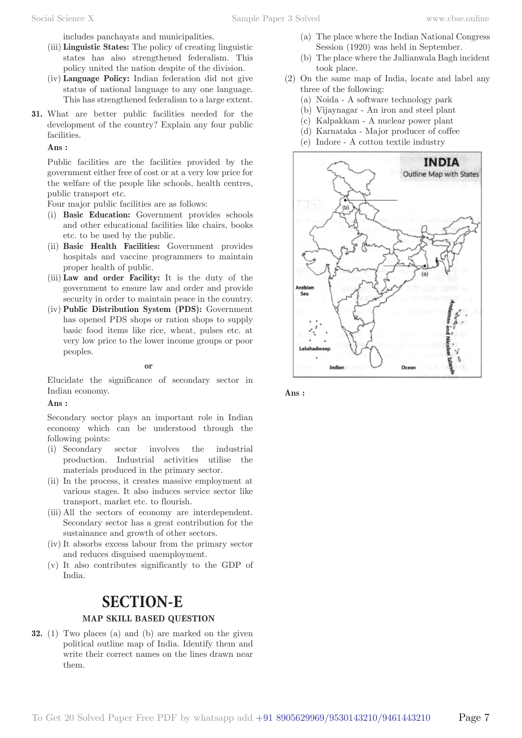includes panchayats and municipalities.

(iii) **Linguistic States:** The policy of creating linguistic states has also strengthened federalism. This policy united the nation despite of the division.

(iv) **Language Policy:** Indian federation did not give status of national language to any one language. This has strengthened federalism to a large extent.

**31.** What are better public facilities needed for the development of the country? Explain any four public facilities.

**Ans :**

Public facilities are the facilities provided by the government either free of cost or at a very low price for the welfare of the people like schools, health centres, public transport etc.

Four major public facilities are as follows:

(i) **Basic Education:** Government provides schools and other educational facilities like chairs, books etc. to be used by the public.

(ii) **Basic Health Facilities:** Government provides hospitals and vaccine programmers to maintain proper health of public.

(iii) **Law and order Facility:** It is the duty of the government to ensure law and order and provide security in order to maintain peace in the country.

(iv) **Public Distribution System (PDS):** Government has opened PDS shops or ration shops to supply basic food items like rice, wheat, pulses etc. at very low price to the lower income groups or poor peoples.

**or**

Elucidate the significance of secondary sector in Indian economy.

**Ans :**

Secondary sector plays an important role in Indian economy which can be understood through the following points:

(i) Secondary sector involves the industrial production. Industrial activities utilise the materials produced in the primary sector.

(ii) In the process, it creates massive employment at various stages. It also induces service sector like transport, market etc. to flourish.

(iii) All the sectors of economy are interdependent. Secondary sector has a great contribution for the sustainance and growth of other sectors.

(iv) It absorbs excess labour from the primary sector and reduces disguised unemployment.

(v) It also contributes significantly to the GDP of India.

# SECTION-E

### MAP SKILL BASED QUESTION

**32.** (1) Two places (a) and (b) are marked on the given political outline map of India. Identify them and write their correct names on the lines drawn near them.

(a) The place where the Indian National Congress Session (1920) was held in September.

(b) The place where the Jallianwala Bagh incident took place.

(2) On the same map of India, locate and label any three of the following:

(a) Noida - A software technology park

(b) Vijaynagar - An iron and steel plant

(c) Kalpakkam - A nuclear power plant

(d) Karnataka - Major producer of coffee

(e) Indore - A cotton textile industry

INDIA
Outline Map with States

**Ans :**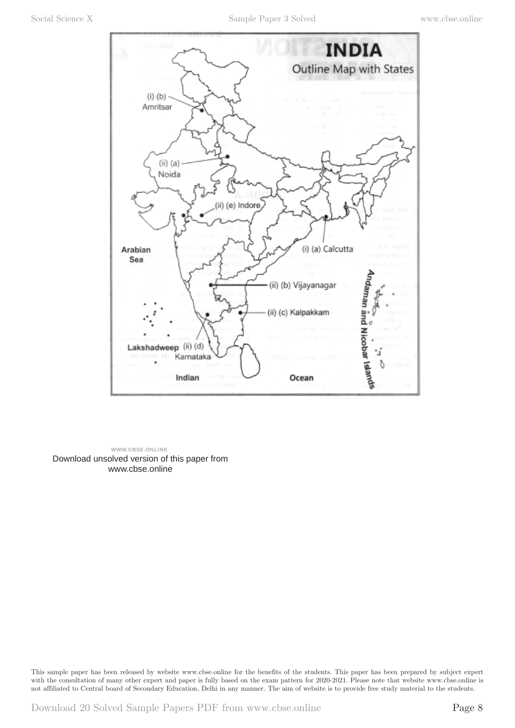INDIA

Outline Map with States

(i) (b) Amritsar

(ii) (a) Noida

(ii) (e) Indore

Arabian Sea

(i) (a) Calcutta

(ii) (b) Vijayanagar

(ii) (c) Kalpakkam

Andaman and Nicobar Islands

Lakshadweep

(ii) (d) Karnataka

Indian Ocean

WWW.CBSE.ONLINE

Download unsolved version of this paper from www.cbse.online

This sample paper has been released by website www.cbse.online for the benefits of the students. This paper has been prepared by subject expert with the consultation of many other expert and paper is fully based on the exam pattern for 2020-2021. Please note that website www.cbse.online is not affiliated to Central board of Secondary Education, Delhi in any manner. The aim of website is to provide free study material to the students.